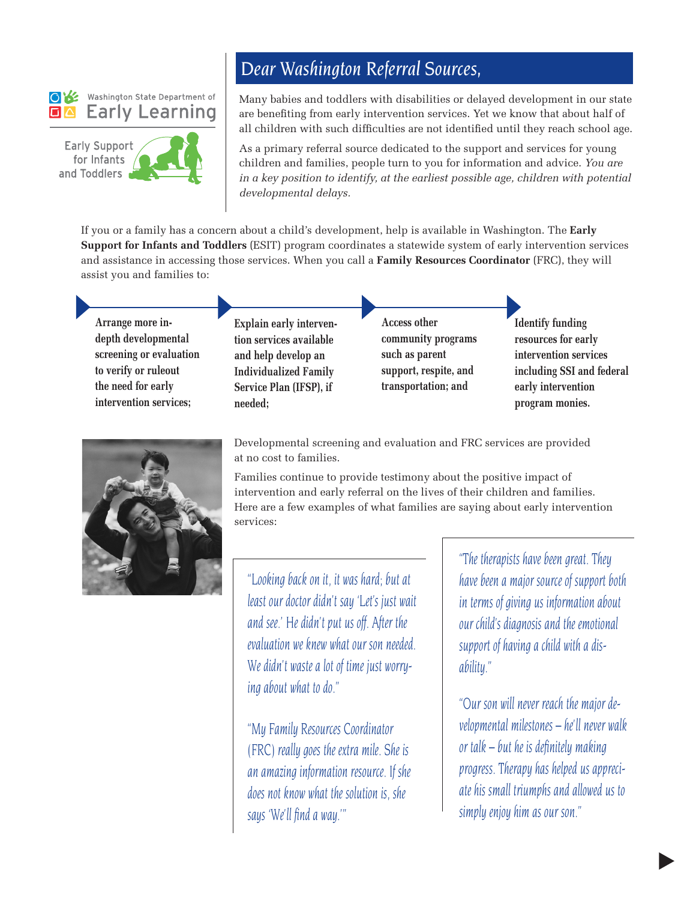Washington State Department of Early Learning

Early Support for Infants and Toddlers

## Dear Washington Referral Sources,

Many babies and toddlers with disabilities or delayed development in our state are benefiting from early intervention services. Yet we know that about half of all children with such difficulties are not identified until they reach school age.

As a primary referral source dedicated to the support and services for young children and families, people turn to you for information and advice. *You are in a key position to identify, at the earliest possible age, children with potential developmental delays.*

If you or a family has a concern about a child's development, help is available in Washington. The **Early Support for Infants and Toddlers** (ESIT) program coordinates a statewide system of early intervention services and assistance in accessing those services. When you call a **Family Resources Coordinator** (FRC), they will assist you and families to:

- **Arrange more in-depth developmental screening or evaluation to verify or ruleout the need for early intervention services;**
- **Explain early intervention services available and help develop an Individualized Family Service Plan (IFSP), if needed;**
- **Access other community programs such as parent support, respite, and transportation; and**
- **Identify funding resources for early intervention services including SSI and federal early intervention program monies.**

Developmental screening and evaluation and FRC services are provided at no cost to families.

Families continue to provide testimony about the positive impact of intervention and early referral on the lives of their children and families. Here are a few examples of what families are saying about early intervention services:

*"Looking back on it, it was hard; but at least our doctor didn't say 'Let's just wait and see.' He didn't put us off. After the evaluation we knew what our son needed. We didn't waste a lot of time just worrying about what to do."*

*"My Family Resources Coordinator (FRC) really goes the extra mile. She is an amazing information resource. If she does not know what the solution is, she says 'We'll find a way.'"*

*"The therapists have been great. They have been a major source of support both in terms of giving us information about our child's diagnosis and the emotional support of having a child with a disability."*

*"Our son will never reach the major developmental milestones – he'll never walk or talk – but he is definitely making progress. Therapy has helped us appreciate his small triumphs and allowed us to simply enjoy him as our son."*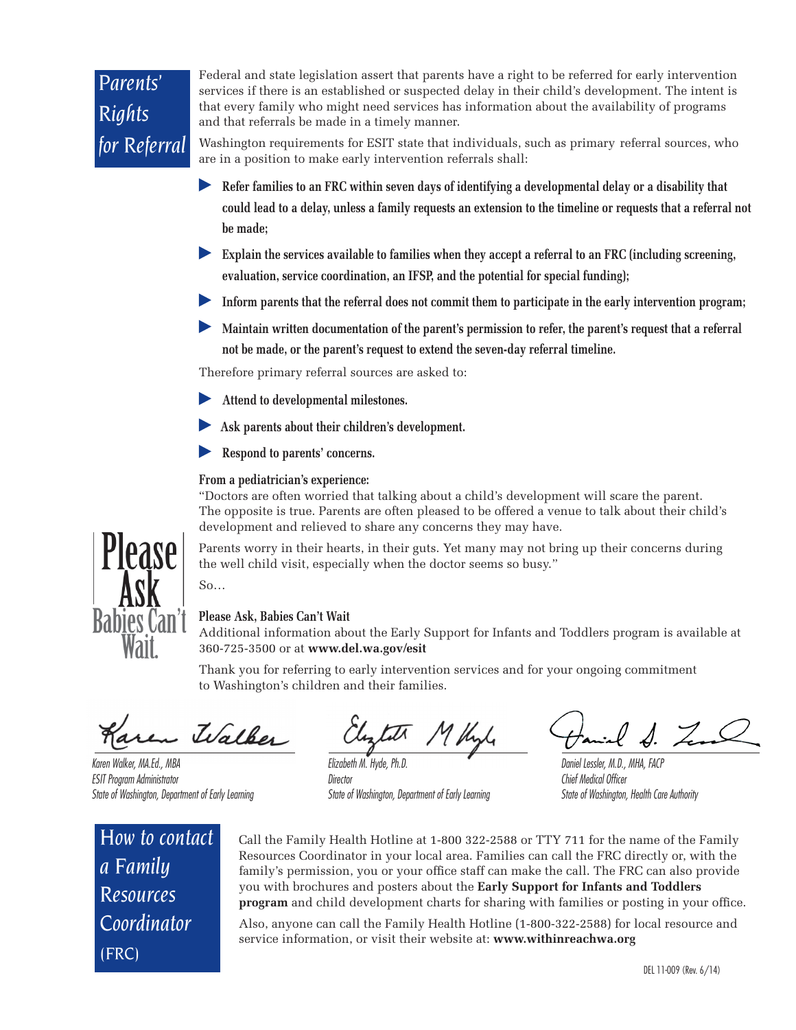## Parents' Rights for Referral

Federal and state legislation assert that parents have a right to be referred for early intervention services if there is an established or suspected delay in their child's development. The intent is that every family who might need services has information about the availability of programs and that referrals be made in a timely manner.

Washington requirements for ESIT state that individuals, such as primary referral sources, who are in a position to make early intervention referrals shall:

- **Refer families to an FRC within seven days of identifying a developmental delay or a disability that could lead to a delay, unless a family requests an extension to the timeline or requests that a referral not be made;**
- **Explain the services available to families when they accept a referral to an FRC (including screening, evaluation, service coordination, an IFSP, and the potential for special funding);**
- **Inform parents that the referral does not commit them to participate in the early intervention program;**
- **Maintain written documentation of the parent's permission to refer, the parent's request that a referral not be made, or the parent's request to extend the seven-day referral timeline.**

Therefore primary referral sources are asked to:

- **Attend to developmental milestones.**
- **Ask parents about their children's development.**
- **Respond to parents' concerns.**

**From a pediatrician's experience:**

"Doctors are often worried that talking about a child's development will scare the parent. The opposite is true. Parents are often pleased to be offered a venue to talk about their child's development and relieved to share any concerns they may have.

Parents worry in their hearts, in their guts. Yet many may not bring up their concerns during the well child visit, especially when the doctor seems so busy."

So…

Please Ask Babies Can't Wait.

**Please Ask, Babies Can't Wait**

Additional information about the Early Support for Infants and Toddlers program is available at 360-725-3500 or at **www.del.wa.gov/esit**

Thank you for referring to early intervention services and for your ongoing commitment to Washington's children and their families.

*Karen Walker, MA.Ed., MBA*
*ESIT Program Administrator*
*State of Washington, Department of Early Learning*

*Elizabeth M. Hyde, Ph.D.*
*Director*
*State of Washington, Department of Early Learning*

*Daniel Lessler, M.D., MHA, FACP*
*Chief Medical Officer*
*State of Washington, Health Care Authority*

## How to contact a Family Resources Coordinator (FRC)

Call the Family Health Hotline at 1-800 322-2588 or TTY 711 for the name of the Family Resources Coordinator in your local area. Families can call the FRC directly or, with the family's permission, you or your office staff can make the call. The FRC can also provide you with brochures and posters about the **Early Support for Infants and Toddlers program** and child development charts for sharing with families or posting in your office.

Also, anyone can call the Family Health Hotline (1-800-322-2588) for local resource and service information, or visit their website at: **www.withinreachwa.org**

DEL 11-009 (Rev. 6/14)